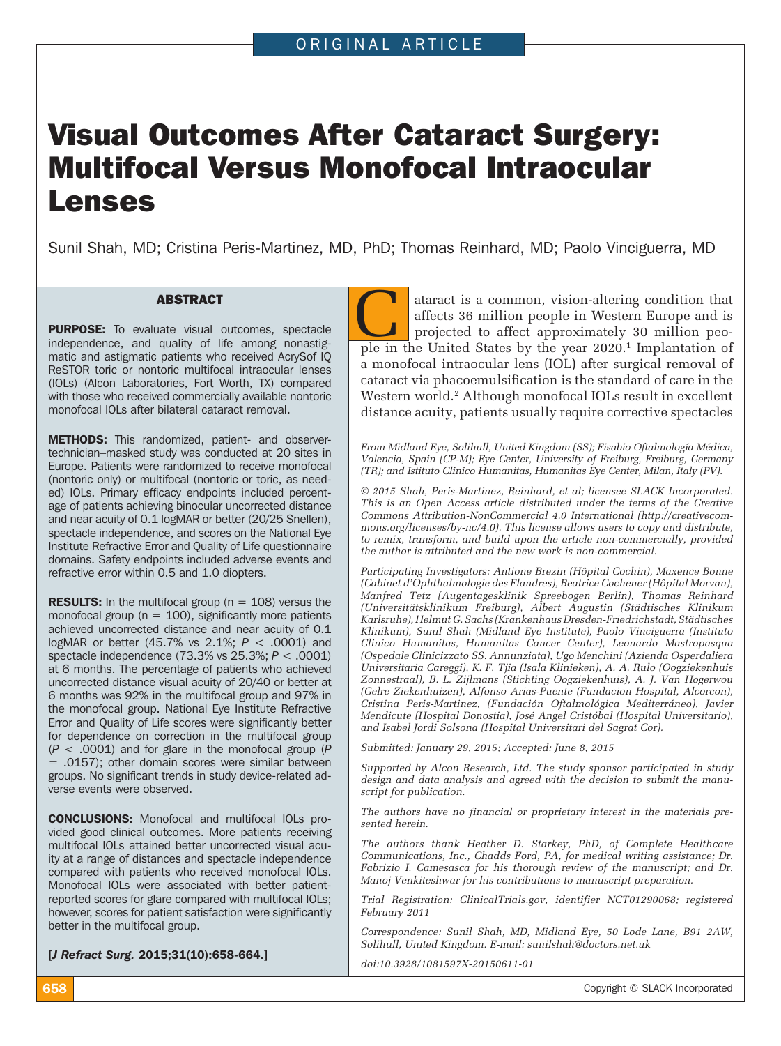ORIGINAL ARTICLE

# Visual Outcomes After Cataract Surgery: Multifocal Versus Monofocal Intraocular Lenses

Sunil Shah, MD; Cristina Peris-Martinez, MD, PhD; Thomas Reinhard, MD; Paolo Vinciguerra, MD

## ABSTRACT

**PURPOSE:** To evaluate visual outcomes, spectacle independence, and quality of life among nonastigmatic and astigmatic patients who received AcrySof IQ ReSTOR toric or nontoric multifocal intraocular lenses (IOLs) (Alcon Laboratories, Fort Worth, TX) compared with those who received commercially available nontoric monofocal IOLs after bilateral cataract removal.

**METHODS:** This randomized, patient- and observer-technician–masked study was conducted at 20 sites in Europe. Patients were randomized to receive monofocal (nontoric only) or multifocal (nontoric or toric, as needed) IOLs. Primary efficacy endpoints included percentage of patients achieving binocular uncorrected distance and near acuity of 0.1 logMAR or better (20/25 Snellen), spectacle independence, and scores on the National Eye Institute Refractive Error and Quality of Life questionnaire domains. Safety endpoints included adverse events and refractive error within 0.5 and 1.0 diopters.

**RESULTS:** In the multifocal group (n = 108) versus the monofocal group (n = 100), significantly more patients achieved uncorrected distance and near acuity of 0.1 logMAR or better (45.7% vs 2.1%; $P < .0001$) and spectacle independence (73.3% vs 25.3%; $P < .0001$) at 6 months. The percentage of patients who achieved uncorrected distance visual acuity of 20/40 or better at 6 months was 92% in the multifocal group and 97% in the monofocal group. National Eye Institute Refractive Error and Quality of Life scores were significantly better for dependence on correction in the multifocal group ($P < .0001$) and for glare in the monofocal group ($P = .0157$); other domain scores were similar between groups. No significant trends in study device-related adverse events were observed.

**CONCLUSIONS:** Monofocal and multifocal IOLs provided good clinical outcomes. More patients receiving multifocal IOLs attained better uncorrected visual acuity at a range of distances and spectacle independence compared with patients who received monofocal IOLs. Monofocal IOLs were associated with better patient-reported scores for glare compared with multifocal IOLs; however, scores for patient satisfaction were significantly better in the multifocal group.

[*J Refract Surg.* 2015;31(10):658-664.]

Cataract is a common, vision-altering condition that affects 36 million people in Western Europe and is projected to affect approximately 30 million people in the United States by the year 2020.[1] Implantation of a monofocal intraocular lens (IOL) after surgical removal of cataract via phacoemulsification is the standard of care in the Western world.[2] Although monofocal IOLs result in excellent distance acuity, patients usually require corrective spectacles

*From Midland Eye, Solihull, United Kingdom (SS); Fisabio Oftalmología Médica, Valencia, Spain (CP-M); Eye Center, University of Freiburg, Freiburg, Germany (TR); and Istituto Clinico Humanitas, Humanitas Eye Center, Milan, Italy (PV).*

*© 2015 Shah, Peris-Martinez, Reinhard, et al; licensee SLACK Incorporated. This is an Open Access article distributed under the terms of the Creative Commons Attribution-NonCommercial 4.0 International (http://creativecommons.org/licenses/by-nc/4.0). This license allows users to copy and distribute, to remix, transform, and build upon the article non-commercially, provided the author is attributed and the new work is non-commercial.*

*Participating Investigators: Antione Brezin (Hôpital Cochin), Maxence Bonne (Cabinet d'Ophthalmologie des Flandres), Beatrice Cochener (Hôpital Morvan), Manfred Tetz (Augentagesklinik Spreebogen Berlin), Thomas Reinhard (Universitätsklinikum Freiburg), Albert Augustin (Städtisches Klinikum Karlsruhe), Helmut G. Sachs (Krankenhaus Dresden-Friedrichstadt, Städtisches Klinikum), Sunil Shah (Midland Eye Institute), Paolo Vinciguerra (Instituto Clinico Humanitas, Humanitas Cancer Center), Leonardo Mastropasqua (Ospedale Clinicizzato SS. Annunziata), Ugo Menchini (Azienda Osperdaliera Universitaria Careggi), K. F. Tjia (Isala Klinieken), A. A. Rulo (Oogziekenhuis Zonnestraal), B. L. Zijlmans (Stichting Oogziekenhuis), A. J. Van Hogerwou (Gelre Ziekenhuizen), Alfonso Arias-Puente (Fundacion Hospital, Alcorcon), Cristina Peris-Martinez, (Fundación Oftalmológica Mediterráneo), Javier Mendicute (Hospital Donostia), José Angel Cristóbal (Hospital Universitario), and Isabel Jordi Solsona (Hospital Universitari del Sagrat Cor).*

*Submitted: January 29, 2015; Accepted: June 8, 2015*

*Supported by Alcon Research, Ltd. The study sponsor participated in study design and data analysis and agreed with the decision to submit the manuscript for publication.*

*The authors have no financial or proprietary interest in the materials presented herein.*

*The authors thank Heather D. Starkey, PhD, of Complete Healthcare Communications, Inc., Chadds Ford, PA, for medical writing assistance; Dr. Fabrizio I. Camesasca for his thorough review of the manuscript; and Dr. Manoj Venkiteshwar for his contributions to manuscript preparation.*

*Trial Registration: ClinicalTrials.gov, identifier NCT01290068; registered February 2011*

*Correspondence: Sunil Shah, MD, Midland Eye, 50 Lode Lane, B91 2AW, Solihull, United Kingdom. E-mail: sunilshah@doctors.net.uk*

*doi:10.3928/1081597X-20150611-01*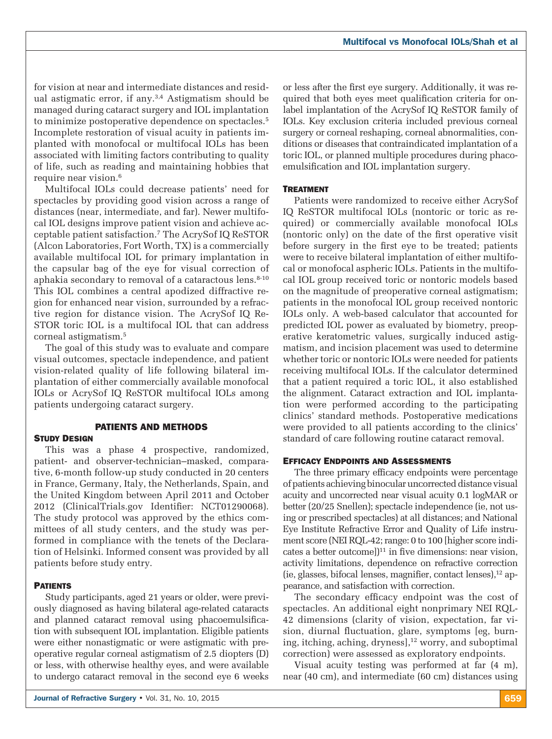for vision at near and intermediate distances and residual astigmatic error, if any.[3,4] Astigmatism should be managed during cataract surgery and IOL implantation to minimize postoperative dependence on spectacles.[5] Incomplete restoration of visual acuity in patients implanted with monofocal or multifocal IOLs has been associated with limiting factors contributing to quality of life, such as reading and maintaining hobbies that require near vision.[6]

Multifocal IOLs could decrease patients' need for spectacles by providing good vision across a range of distances (near, intermediate, and far). Newer multifocal IOL designs improve patient vision and achieve acceptable patient satisfaction.[7] The AcrySof IQ ReSTOR (Alcon Laboratories, Fort Worth, TX) is a commercially available multifocal IOL for primary implantation in the capsular bag of the eye for visual correction of aphakia secondary to removal of a cataractous lens.[8-10] This IOL combines a central apodized diffractive region for enhanced near vision, surrounded by a refractive region for distance vision. The AcrySof IQ ReSTOR toric IOL is a multifocal IOL that can address corneal astigmatism.[5]

The goal of this study was to evaluate and compare visual outcomes, spectacle independence, and patient vision-related quality of life following bilateral implantation of either commercially available monofocal IOLs or AcrySof IQ ReSTOR multifocal IOLs among patients undergoing cataract surgery.

## PATIENTS AND METHODS

### Study Design

This was a phase 4 prospective, randomized, patient- and observer-technician–masked, comparative, 6-month follow-up study conducted in 20 centers in France, Germany, Italy, the Netherlands, Spain, and the United Kingdom between April 2011 and October 2012 (ClinicalTrials.gov Identifier: NCT01290068). The study protocol was approved by the ethics committees of all study centers, and the study was performed in compliance with the tenets of the Declaration of Helsinki. Informed consent was provided by all patients before study entry.

### Patients

Study participants, aged 21 years or older, were previously diagnosed as having bilateral age-related cataracts and planned cataract removal using phacoemulsification with subsequent IOL implantation. Eligible patients were either nonastigmatic or were astigmatic with preoperative regular corneal astigmatism of 2.5 diopters (D) or less, with otherwise healthy eyes, and were available to undergo cataract removal in the second eye 6 weeks or less after the first eye surgery. Additionally, it was required that both eyes meet qualification criteria for on-label implantation of the AcrySof IQ ReSTOR family of IOLs. Key exclusion criteria included previous corneal surgery or corneal reshaping, corneal abnormalities, conditions or diseases that contraindicated implantation of a toric IOL, or planned multiple procedures during phacoemulsification and IOL implantation surgery.

### Treatment

Patients were randomized to receive either AcrySof IQ ReSTOR multifocal IOLs (nontoric or toric as required) or commercially available monofocal IOLs (nontoric only) on the date of the first operative visit before surgery in the first eye to be treated; patients were to receive bilateral implantation of either multifocal or monofocal aspheric IOLs. Patients in the multifocal IOL group received toric or nontoric models based on the magnitude of preoperative corneal astigmatism; patients in the monofocal IOL group received nontoric IOLs only. A web-based calculator that accounted for predicted IOL power as evaluated by biometry, preoperative keratometric values, surgically induced astigmatism, and incision placement was used to determine whether toric or nontoric IOLs were needed for patients receiving multifocal IOLs. If the calculator determined that a patient required a toric IOL, it also established the alignment. Cataract extraction and IOL implantation were performed according to the participating clinics' standard methods. Postoperative medications were provided to all patients according to the clinics' standard of care following routine cataract removal.

### Efficacy Endpoints and Assessments

The three primary efficacy endpoints were percentage of patients achieving binocular uncorrected distance visual acuity and uncorrected near visual acuity 0.1 logMAR or better (20/25 Snellen); spectacle independence (ie, not using or prescribed spectacles) at all distances; and National Eye Institute Refractive Error and Quality of Life instrument score (NEI RQL-42; range: 0 to 100 [higher score indicates a better outcome])[11] in five dimensions: near vision, activity limitations, dependence on refractive correction (ie, glasses, bifocal lenses, magnifier, contact lenses),[12] appearance, and satisfaction with correction.

The secondary efficacy endpoint was the cost of spectacles. An additional eight nonprimary NEI RQL-42 dimensions (clarity of vision, expectation, far vision, diurnal fluctuation, glare, symptoms [eg, burning, itching, aching, dryness],[12] worry, and suboptimal correction) were assessed as exploratory endpoints.

Visual acuity testing was performed at far (4 m), near (40 cm), and intermediate (60 cm) distances using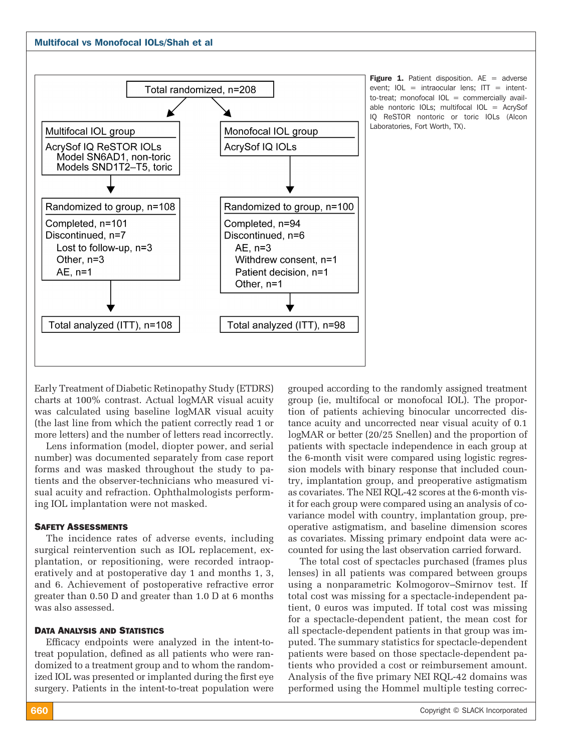Total randomized, n=208

| Multifocal IOL group | Monofocal IOL group |
|---|---|
| AcrySof IQ ReSTOR IOLs: Model SN6AD1, non-toric; Models SND1T2–T5, toric | AcrySof IQ IOLs |
| Randomized to group, n=108 | Randomized to group, n=100 |
| Completed, n=101 | Completed, n=94 |
| Discontinued, n=7 (Lost to follow-up, n=3; Other, n=3; AE, n=1) | Discontinued, n=6 (AE, n=3; Withdrew consent, n=1; Patient decision, n=1; Other, n=1) |
| Total analyzed (ITT), n=108 | Total analyzed (ITT), n=98 |

**Figure 1.** Patient disposition. AE = adverse event; IOL = intraocular lens; ITT = intent-to-treat; monofocal IOL = commercially available nontoric IOLs; multifocal IOL = AcrySof IQ ReSTOR nontoric or toric IOLs (Alcon Laboratories, Fort Worth, TX).

Early Treatment of Diabetic Retinopathy Study (ETDRS) charts at 100% contrast. Actual logMAR visual acuity was calculated using baseline logMAR visual acuity (the last line from which the patient correctly read 1 or more letters) and the number of letters read incorrectly.

Lens information (model, diopter power, and serial number) was documented separately from case report forms and was masked throughout the study to patients and the observer-technicians who measured visual acuity and refraction. Ophthalmologists performing IOL implantation were not masked.

### Safety Assessments

The incidence rates of adverse events, including surgical reintervention such as IOL replacement, explantation, or repositioning, were recorded intraoperatively and at postoperative day 1 and months 1, 3, and 6. Achievement of postoperative refractive error greater than 0.50 D and greater than 1.0 D at 6 months was also assessed.

### Data Analysis and Statistics

Efficacy endpoints were analyzed in the intent-to-treat population, defined as all patients who were randomized to a treatment group and to whom the randomized IOL was presented or implanted during the first eye surgery. Patients in the intent-to-treat population were grouped according to the randomly assigned treatment group (ie, multifocal or monofocal IOL). The proportion of patients achieving binocular uncorrected distance acuity and uncorrected near visual acuity of 0.1 logMAR or better (20/25 Snellen) and the proportion of patients with spectacle independence in each group at the 6-month visit were compared using logistic regression models with binary response that included country, implantation group, and preoperative astigmatism as covariates. The NEI RQL-42 scores at the 6-month visit for each group were compared using an analysis of covariance model with country, implantation group, preoperative astigmatism, and baseline dimension scores as covariates. Missing primary endpoint data were accounted for using the last observation carried forward.

The total cost of spectacles purchased (frames plus lenses) in all patients was compared between groups using a nonparametric Kolmogorov–Smirnov test. If total cost was missing for a spectacle-independent patient, 0 euros was imputed. If total cost was missing for a spectacle-dependent patient, the mean cost for all spectacle-dependent patients in that group was imputed. The summary statistics for spectacle-dependent patients were based on those spectacle-dependent patients who provided a cost or reimbursement amount. Analysis of the five primary NEI RQL-42 domains was performed using the Hommel multiple testing correc-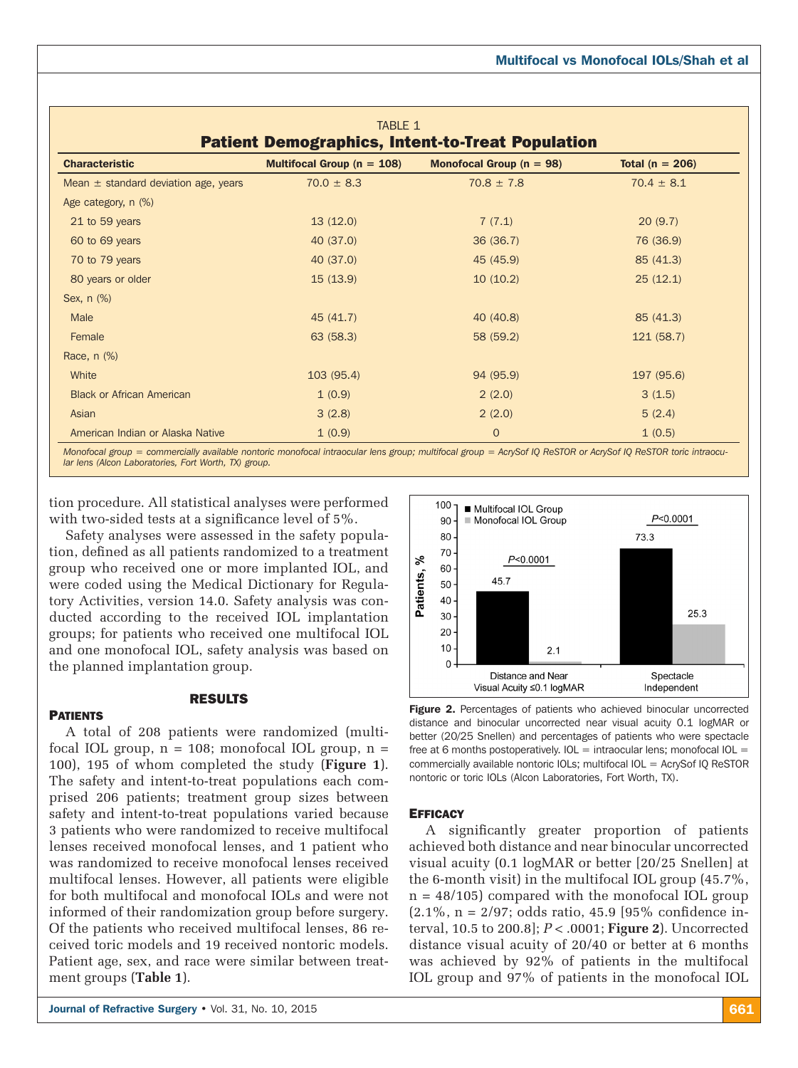TABLE 1

**Patient Demographics, Intent-to-Treat Population**

| Characteristic | Multifocal Group (n = 108) | Monofocal Group (n = 98) | Total (n = 206) |
|---|---|---|---|
| Mean ± standard deviation age, years | 70.0 ± 8.3 | 70.8 ± 7.8 | 70.4 ± 8.1 |
| Age category, n (%) | | | |
| 21 to 59 years | 13 (12.0) | 7 (7.1) | 20 (9.7) |
| 60 to 69 years | 40 (37.0) | 36 (36.7) | 76 (36.9) |
| 70 to 79 years | 40 (37.0) | 45 (45.9) | 85 (41.3) |
| 80 years or older | 15 (13.9) | 10 (10.2) | 25 (12.1) |
| Sex, n (%) | | | |
| Male | 45 (41.7) | 40 (40.8) | 85 (41.3) |
| Female | 63 (58.3) | 58 (59.2) | 121 (58.7) |
| Race, n (%) | | | |
| White | 103 (95.4) | 94 (95.9) | 197 (95.6) |
| Black or African American | 1 (0.9) | 2 (2.0) | 3 (1.5) |
| Asian | 3 (2.8) | 2 (2.0) | 5 (2.4) |
| American Indian or Alaska Native | 1 (0.9) | 0 | 1 (0.5) |

*Monofocal group = commercially available nontoric monofocal intraocular lens group; multifocal group = AcrySof IQ ReSTOR or AcrySof IQ ReSTOR toric intraocular lens (Alcon Laboratories, Fort Worth, TX) group.*

tion procedure. All statistical analyses were performed with two-sided tests at a significance level of 5%.

Safety analyses were assessed in the safety population, defined as all patients randomized to a treatment group who received one or more implanted IOL, and were coded using the Medical Dictionary for Regulatory Activities, version 14.0. Safety analysis was conducted according to the received IOL implantation groups; for patients who received one multifocal IOL and one monofocal IOL, safety analysis was based on the planned implantation group.

## RESULTS

### Patients

A total of 208 patients were randomized (multifocal IOL group, n = 108; monofocal IOL group, n = 100), 195 of whom completed the study (**Figure 1**). The safety and intent-to-treat populations each comprised 206 patients; treatment group sizes between safety and intent-to-treat populations varied because 3 patients who were randomized to receive multifocal lenses received monofocal lenses, and 1 patient who was randomized to receive monofocal lenses received multifocal lenses. However, all patients were eligible for both multifocal and monofocal IOLs and were not informed of their randomization group before surgery. Of the patients who received multifocal lenses, 86 received toric models and 19 received nontoric models. Patient age, sex, and race were similar between treatment groups (**Table 1**).

**Figure 2.** Percentages of patients who achieved binocular uncorrected distance and binocular uncorrected near visual acuity 0.1 logMAR or better (20/25 Snellen) and percentages of patients who were spectacle free at 6 months postoperatively. IOL = intraocular lens; monofocal IOL = commercially available nontoric IOLs; multifocal IOL = AcrySof IQ ReSTOR nontoric or toric IOLs (Alcon Laboratories, Fort Worth, TX).

### Efficacy

A significantly greater proportion of patients achieved both distance and near binocular uncorrected visual acuity (0.1 logMAR or better [20/25 Snellen] at the 6-month visit) in the multifocal IOL group (45.7%, n = 48/105) compared with the monofocal IOL group (2.1%, n = 2/97; odds ratio, 45.9 [95% confidence interval, 10.5 to 200.8]; $P < .0001$; **Figure 2**). Uncorrected distance visual acuity of 20/40 or better at 6 months was achieved by 92% of patients in the multifocal IOL group and 97% of patients in the monofocal IOL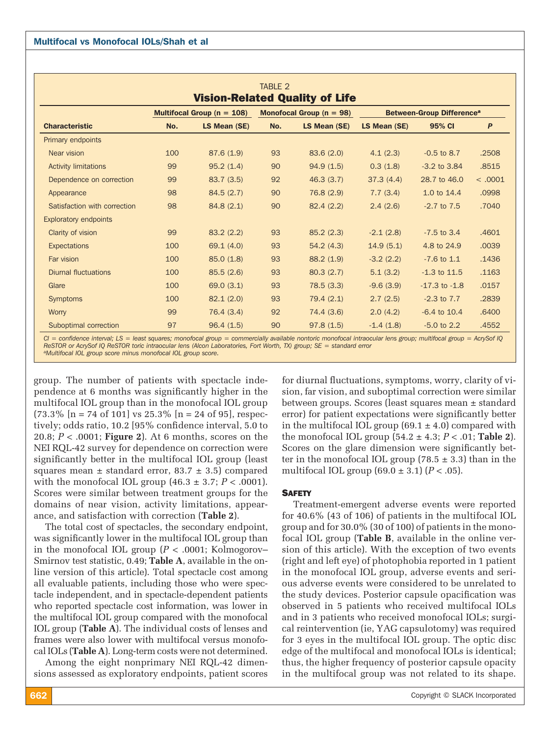TABLE 2

**Vision-Related Quality of Life**

| Characteristic | Multifocal Group (n = 108) | | Monofocal Group (n = 98) | | Between-Group Difference[a] | | |
|---|---|---|---|---|---|---|---|
| | No. | LS Mean (SE) | No. | LS Mean (SE) | LS Mean (SE) | 95% CI | P |
| Primary endpoints | | | | | | | |
| Near vision | 100 | 87.6 (1.9) | 93 | 83.6 (2.0) | 4.1 (2.3) | -0.5 to 8.7 | .2508 |
| Activity limitations | 99 | 95.2 (1.4) | 90 | 94.9 (1.5) | 0.3 (1.8) | -3.2 to 3.84 | .8515 |
| Dependence on correction | 99 | 83.7 (3.5) | 92 | 46.3 (3.7) | 37.3 (4.4) | 28.7 to 46.0 | < .0001 |
| Appearance | 98 | 84.5 (2.7) | 90 | 76.8 (2.9) | 7.7 (3.4) | 1.0 to 14.4 | .0998 |
| Satisfaction with correction | 98 | 84.8 (2.1) | 90 | 82.4 (2.2) | 2.4 (2.6) | -2.7 to 7.5 | .7040 |
| Exploratory endpoints | | | | | | | |
| Clarity of vision | 99 | 83.2 (2.2) | 93 | 85.2 (2.3) | -2.1 (2.8) | -7.5 to 3.4 | .4601 |
| Expectations | 100 | 69.1 (4.0) | 93 | 54.2 (4.3) | 14.9 (5.1) | 4.8 to 24.9 | .0039 |
| Far vision | 100 | 85.0 (1.8) | 93 | 88.2 (1.9) | -3.2 (2.2) | -7.6 to 1.1 | .1436 |
| Diurnal fluctuations | 100 | 85.5 (2.6) | 93 | 80.3 (2.7) | 5.1 (3.2) | -1.3 to 11.5 | .1163 |
| Glare | 100 | 69.0 (3.1) | 93 | 78.5 (3.3) | -9.6 (3.9) | -17.3 to -1.8 | .0157 |
| Symptoms | 100 | 82.1 (2.0) | 93 | 79.4 (2.1) | 2.7 (2.5) | -2.3 to 7.7 | .2839 |
| Worry | 99 | 76.4 (3.4) | 92 | 74.4 (3.6) | 2.0 (4.2) | -6.4 to 10.4 | .6400 |
| Suboptimal correction | 97 | 96.4 (1.5) | 90 | 97.8 (1.5) | -1.4 (1.8) | -5.0 to 2.2 | .4552 |

*CI = confidence interval; LS = least squares; monofocal group = commercially available nontoric monofocal intraocular lens group; multifocal group = AcrySof IQ ReSTOR or AcrySof IQ ReSTOR toric intraocular lens (Alcon Laboratories, Fort Worth, TX) group; SE = standard error*

*[a]Multifocal IOL group score minus monofocal IOL group score.*

group. The number of patients with spectacle independence at 6 months was significantly higher in the multifocal IOL group than in the monofocal IOL group (73.3% [n = 74 of 101] vs 25.3% [n = 24 of 95], respectively; odds ratio, 10.2 [95% confidence interval, 5.0 to 20.8; $P < .0001$; **Figure 2**). At 6 months, scores on the NEI RQL-42 survey for dependence on correction were significantly better in the multifocal IOL group (least squares mean ± standard error, 83.7 ± 3.5) compared with the monofocal IOL group (46.3 ± 3.7; $P < .0001$). Scores were similar between treatment groups for the domains of near vision, activity limitations, appearance, and satisfaction with correction (**Table 2**).

The total cost of spectacles, the secondary endpoint, was significantly lower in the multifocal IOL group than in the monofocal IOL group ($P < .0001$; Kolmogorov–Smirnov test statistic, 0.49; **Table A**, available in the online version of this article). Total spectacle cost among all evaluable patients, including those who were spectacle independent, and in spectacle-dependent patients who reported spectacle cost information, was lower in the multifocal IOL group compared with the monofocal IOL group (**Table A**). The individual costs of lenses and frames were also lower with multifocal versus monofocal IOLs (**Table A**). Long-term costs were not determined.

Among the eight nonprimary NEI RQL-42 dimensions assessed as exploratory endpoints, patient scores for diurnal fluctuations, symptoms, worry, clarity of vision, far vision, and suboptimal correction were similar between groups. Scores (least squares mean ± standard error) for patient expectations were significantly better in the multifocal IOL group (69.1 ± 4.0) compared with the monofocal IOL group (54.2 ± 4.3; $P < .01$; **Table 2**). Scores on the glare dimension were significantly better in the monofocal IOL group (78.5 ± 3.3) than in the multifocal IOL group (69.0 ± 3.1) ($P < .05$).

## Safety

Treatment-emergent adverse events were reported for 40.6% (43 of 106) of patients in the multifocal IOL group and for 30.0% (30 of 100) of patients in the monofocal IOL group (**Table B**, available in the online version of this article). With the exception of two events (right and left eye) of photophobia reported in 1 patient in the monofocal IOL group, adverse events and serious adverse events were considered to be unrelated to the study devices. Posterior capsule opacification was observed in 5 patients who received multifocal IOLs and in 3 patients who received monofocal IOLs; surgical reintervention (ie, YAG capsulotomy) was required for 3 eyes in the multifocal IOL group. The optic disc edge of the multifocal and monofocal IOLs is identical; thus, the higher frequency of posterior capsule opacity in the multifocal group was not related to its shape.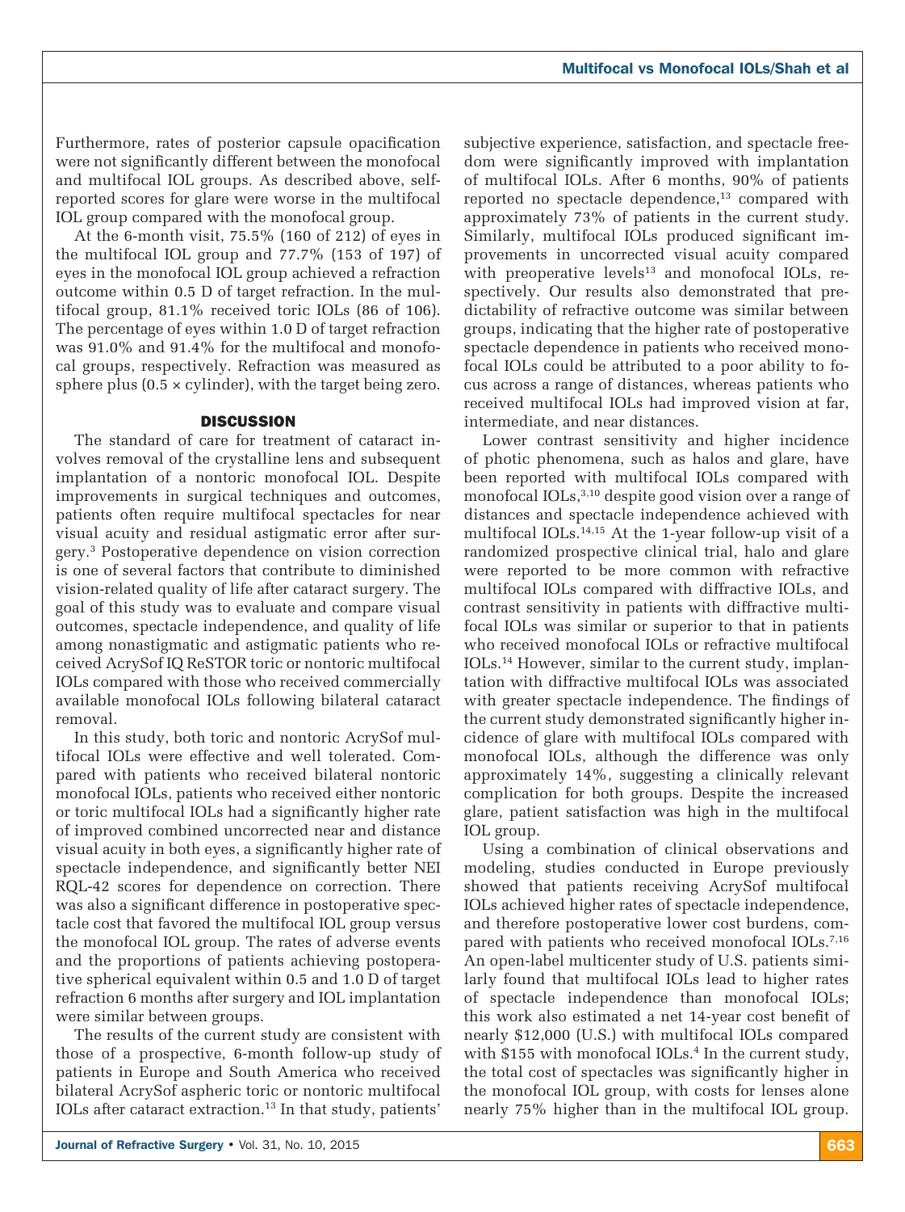Furthermore, rates of posterior capsule opacification were not significantly different between the monofocal and multifocal IOL groups. As described above, self-reported scores for glare were worse in the multifocal IOL group compared with the monofocal group.

At the 6-month visit, 75.5% (160 of 212) of eyes in the multifocal IOL group and 77.7% (153 of 197) of eyes in the monofocal IOL group achieved a refraction outcome within 0.5 D of target refraction. In the multifocal group, 81.1% received toric IOLs (86 of 106). The percentage of eyes within 1.0 D of target refraction was 91.0% and 91.4% for the multifocal and monofocal groups, respectively. Refraction was measured as sphere plus (0.5 × cylinder), with the target being zero.

## DISCUSSION

The standard of care for treatment of cataract involves removal of the crystalline lens and subsequent implantation of a nontoric monofocal IOL. Despite improvements in surgical techniques and outcomes, patients often require multifocal spectacles for near visual acuity and residual astigmatic error after surgery.[3] Postoperative dependence on vision correction is one of several factors that contribute to diminished vision-related quality of life after cataract surgery. The goal of this study was to evaluate and compare visual outcomes, spectacle independence, and quality of life among nonastigmatic and astigmatic patients who received AcrySof IQ ReSTOR toric or nontoric multifocal IOLs compared with those who received commercially available monofocal IOLs following bilateral cataract removal.

In this study, both toric and nontoric AcrySof multifocal IOLs were effective and well tolerated. Compared with patients who received bilateral nontoric monofocal IOLs, patients who received either nontoric or toric multifocal IOLs had a significantly higher rate of improved combined uncorrected near and distance visual acuity in both eyes, a significantly higher rate of spectacle independence, and significantly better NEI RQL-42 scores for dependence on correction. There was also a significant difference in postoperative spectacle cost that favored the multifocal IOL group versus the monofocal IOL group. The rates of adverse events and the proportions of patients achieving postoperative spherical equivalent within 0.5 and 1.0 D of target refraction 6 months after surgery and IOL implantation were similar between groups.

The results of the current study are consistent with those of a prospective, 6-month follow-up study of patients in Europe and South America who received bilateral AcrySof aspheric toric or nontoric multifocal IOLs after cataract extraction.[13] In that study, patients' subjective experience, satisfaction, and spectacle freedom were significantly improved with implantation of multifocal IOLs. After 6 months, 90% of patients reported no spectacle dependence,[13] compared with approximately 73% of patients in the current study. Similarly, multifocal IOLs produced significant improvements in uncorrected visual acuity compared with preoperative levels[13] and monofocal IOLs, respectively. Our results also demonstrated that predictability of refractive outcome was similar between groups, indicating that the higher rate of postoperative spectacle dependence in patients who received monofocal IOLs could be attributed to a poor ability to focus across a range of distances, whereas patients who received multifocal IOLs had improved vision at far, intermediate, and near distances.

Lower contrast sensitivity and higher incidence of photic phenomena, such as halos and glare, have been reported with multifocal IOLs compared with monofocal IOLs,[3,10] despite good vision over a range of distances and spectacle independence achieved with multifocal IOLs.[14,15] At the 1-year follow-up visit of a randomized prospective clinical trial, halo and glare were reported to be more common with refractive multifocal IOLs compared with diffractive IOLs, and contrast sensitivity in patients with diffractive multifocal IOLs was similar or superior to that in patients who received monofocal IOLs or refractive multifocal IOLs.[14] However, similar to the current study, implantation with diffractive multifocal IOLs was associated with greater spectacle independence. The findings of the current study demonstrated significantly higher incidence of glare with multifocal IOLs compared with monofocal IOLs, although the difference was only approximately 14%, suggesting a clinically relevant complication for both groups. Despite the increased glare, patient satisfaction was high in the multifocal IOL group.

Using a combination of clinical observations and modeling, studies conducted in Europe previously showed that patients receiving AcrySof multifocal IOLs achieved higher rates of spectacle independence, and therefore postoperative lower cost burdens, compared with patients who received monofocal IOLs.[7,16] An open-label multicenter study of U.S. patients similarly found that multifocal IOLs lead to higher rates of spectacle independence than monofocal IOLs; this work also estimated a net 14-year cost benefit of nearly $12,000 (U.S.) with multifocal IOLs compared with $155 with monofocal IOLs.[4] In the current study, the total cost of spectacles was significantly higher in the monofocal IOL group, with costs for lenses alone nearly 75% higher than in the multifocal IOL group.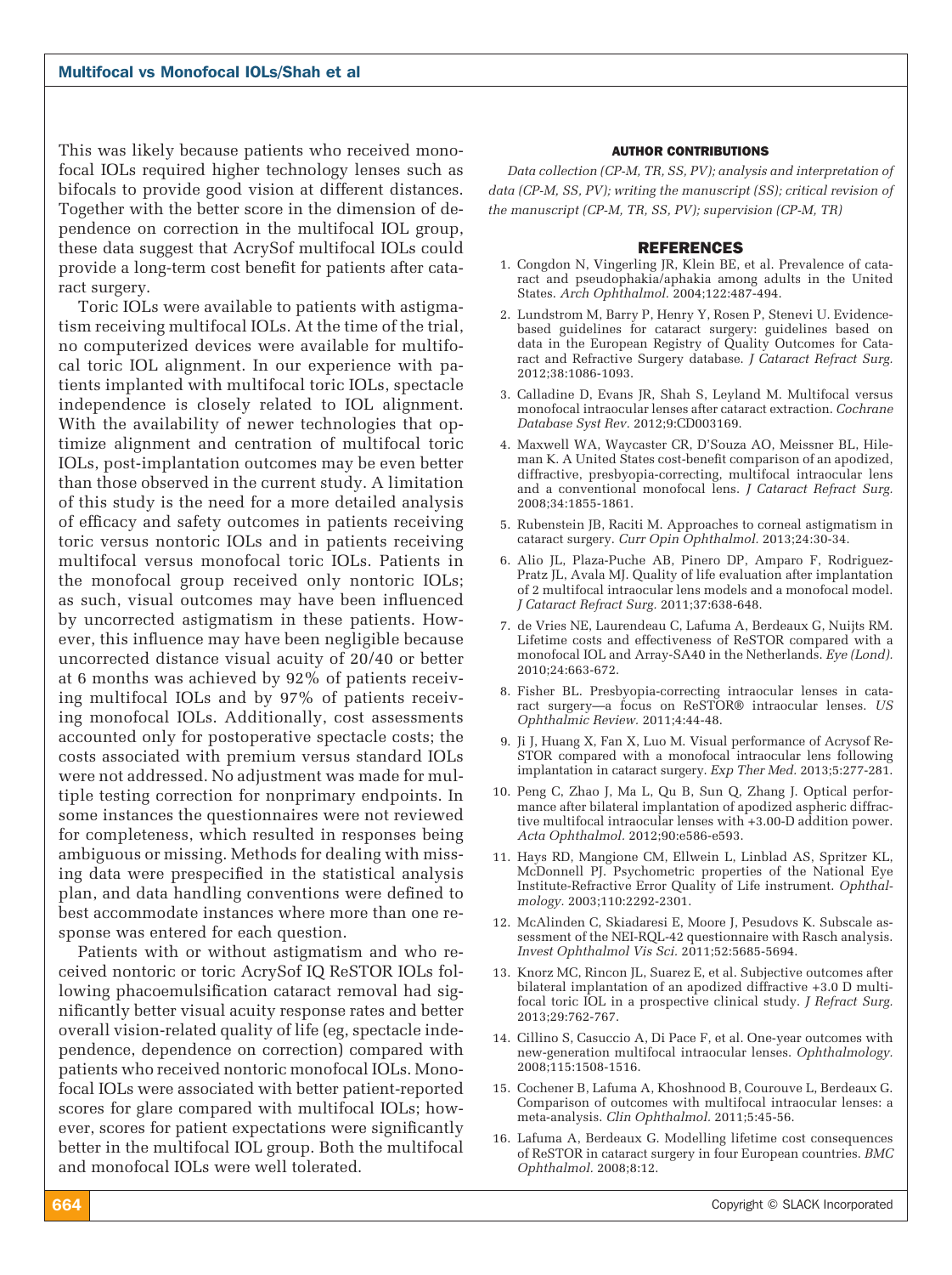This was likely because patients who received monofocal IOLs required higher technology lenses such as bifocals to provide good vision at different distances. Together with the better score in the dimension of dependence on correction in the multifocal IOL group, these data suggest that AcrySof multifocal IOLs could provide a long-term cost benefit for patients after cataract surgery.

Toric IOLs were available to patients with astigmatism receiving multifocal IOLs. At the time of the trial, no computerized devices were available for multifocal toric IOL alignment. In our experience with patients implanted with multifocal toric IOLs, spectacle independence is closely related to IOL alignment. With the availability of newer technologies that optimize alignment and centration of multifocal toric IOLs, post-implantation outcomes may be even better than those observed in the current study. A limitation of this study is the need for a more detailed analysis of efficacy and safety outcomes in patients receiving toric versus nontoric IOLs and in patients receiving multifocal versus monofocal toric IOLs. Patients in the monofocal group received only nontoric IOLs; as such, visual outcomes may have been influenced by uncorrected astigmatism in these patients. However, this influence may have been negligible because uncorrected distance visual acuity of 20/40 or better at 6 months was achieved by 92% of patients receiving multifocal IOLs and by 97% of patients receiving monofocal IOLs. Additionally, cost assessments accounted only for postoperative spectacle costs; the costs associated with premium versus standard IOLs were not addressed. No adjustment was made for multiple testing correction for nonprimary endpoints. In some instances the questionnaires were not reviewed for completeness, which resulted in responses being ambiguous or missing. Methods for dealing with missing data were prespecified in the statistical analysis plan, and data handling conventions were defined to best accommodate instances where more than one response was entered for each question.

Patients with or without astigmatism and who received nontoric or toric AcrySof IQ ReSTOR IOLs following phacoemulsification cataract removal had significantly better visual acuity response rates and better overall vision-related quality of life (eg, spectacle independence, dependence on correction) compared with patients who received nontoric monofocal IOLs. Monofocal IOLs were associated with better patient-reported scores for glare compared with multifocal IOLs; however, scores for patient expectations were significantly better in the multifocal IOL group. Both the multifocal and monofocal IOLs were well tolerated.

#### AUTHOR CONTRIBUTIONS

*Data collection (CP-M, TR, SS, PV); analysis and interpretation of data (CP-M, SS, PV); writing the manuscript (SS); critical revision of the manuscript (CP-M, TR, SS, PV); supervision (CP-M, TR)*

## REFERENCES

1. Congdon N, Vingerling JR, Klein BE, et al. Prevalence of cataract and pseudophakia/aphakia among adults in the United States. *Arch Ophthalmol.* 2004;122:487-494.
2. Lundstrom M, Barry P, Henry Y, Rosen P, Stenevi U. Evidence-based guidelines for cataract surgery: guidelines based on data in the European Registry of Quality Outcomes for Cataract and Refractive Surgery database. *J Cataract Refract Surg.* 2012;38:1086-1093.
3. Calladine D, Evans JR, Shah S, Leyland M. Multifocal versus monofocal intraocular lenses after cataract extraction. *Cochrane Database Syst Rev.* 2012;9:CD003169.
4. Maxwell WA, Waycaster CR, D'Souza AO, Meissner BL, Hileman K. A United States cost-benefit comparison of an apodized, diffractive, presbyopia-correcting, multifocal intraocular lens and a conventional monofocal lens. *J Cataract Refract Surg.* 2008;34:1855-1861.
5. Rubenstein JB, Raciti M. Approaches to corneal astigmatism in cataract surgery. *Curr Opin Ophthalmol.* 2013;24:30-34.
6. Alio JL, Plaza-Puche AB, Pinero DP, Amparo F, Rodriguez-Pratz JL, Avala MJ. Quality of life evaluation after implantation of 2 multifocal intraocular lens models and a monofocal model. *J Cataract Refract Surg.* 2011;37:638-648.
7. de Vries NE, Laurendeau C, Lafuma A, Berdeaux G, Nuijts RM. Lifetime costs and effectiveness of ReSTOR compared with a monofocal IOL and Array-SA40 in the Netherlands. *Eye (Lond).* 2010;24:663-672.
8. Fisher BL. Presbyopia-correcting intraocular lenses in cataract surgery—a focus on ReSTOR® intraocular lenses. *US Ophthalmic Review.* 2011;4:44-48.
9. Ji J, Huang X, Fan X, Luo M. Visual performance of Acrysof ReSTOR compared with a monofocal intraocular lens following implantation in cataract surgery. *Exp Ther Med.* 2013;5:277-281.
10. Peng C, Zhao J, Ma L, Qu B, Sun Q, Zhang J. Optical performance after bilateral implantation of apodized aspheric diffractive multifocal intraocular lenses with +3.00-D addition power. *Acta Ophthalmol.* 2012;90:e586-e593.
11. Hays RD, Mangione CM, Ellwein L, Linblad AS, Spritzer KL, McDonnell PJ. Psychometric properties of the National Eye Institute-Refractive Error Quality of Life instrument. *Ophthalmology.* 2003;110:2292-2301.
12. McAlinden C, Skiadaresi E, Moore J, Pesudovs K. Subscale assessment of the NEI-RQL-42 questionnaire with Rasch analysis. *Invest Ophthalmol Vis Sci.* 2011;52:5685-5694.
13. Knorz MC, Rincon JL, Suarez E, et al. Subjective outcomes after bilateral implantation of an apodized diffractive +3.0 D multifocal toric IOL in a prospective clinical study. *J Refract Surg.* 2013;29:762-767.
14. Cillino S, Casuccio A, Di Pace F, et al. One-year outcomes with new-generation multifocal intraocular lenses. *Ophthalmology.* 2008;115:1508-1516.
15. Cochener B, Lafuma A, Khoshnood B, Courouve L, Berdeaux G. Comparison of outcomes with multifocal intraocular lenses: a meta-analysis. *Clin Ophthalmol.* 2011;5:45-56.
16. Lafuma A, Berdeaux G. Modelling lifetime cost consequences of ReSTOR in cataract surgery in four European countries. *BMC Ophthalmol.* 2008;8:12.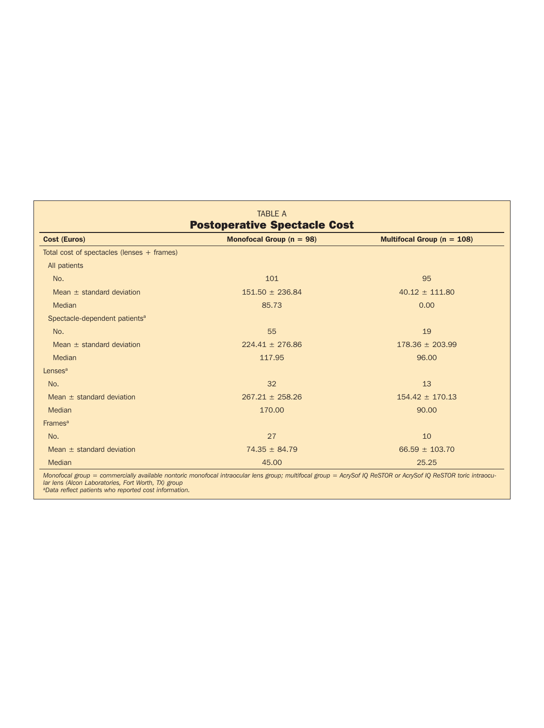TABLE A

**Postoperative Spectacle Cost**

| Cost (Euros) | Monofocal Group (n = 98) | Multifocal Group (n = 108) |
|---|---|---|
| Total cost of spectacles (lenses + frames) | | |
| All patients | | |
| No. | 101 | 95 |
| Mean ± standard deviation | 151.50 ± 236.84 | 40.12 ± 111.80 |
| Median | 85.73 | 0.00 |
| Spectacle-dependent patients[a] | | |
| No. | 55 | 19 |
| Mean ± standard deviation | 224.41 ± 276.86 | 178.36 ± 203.99 |
| Median | 117.95 | 96.00 |
| Lenses[a] | | |
| No. | 32 | 13 |
| Mean ± standard deviation | 267.21 ± 258.26 | 154.42 ± 170.13 |
| Median | 170.00 | 90.00 |
| Frames[a] | | |
| No. | 27 | 10 |
| Mean ± standard deviation | 74.35 ± 84.79 | 66.59 ± 103.70 |
| Median | 45.00 | 25.25 |

*Monofocal group = commercially available nontoric monofocal intraocular lens group; multifocal group = AcrySof IQ ReSTOR or AcrySof IQ ReSTOR toric intraocular lens (Alcon Laboratories, Fort Worth, TX) group*

*[a]Data reflect patients who reported cost information.*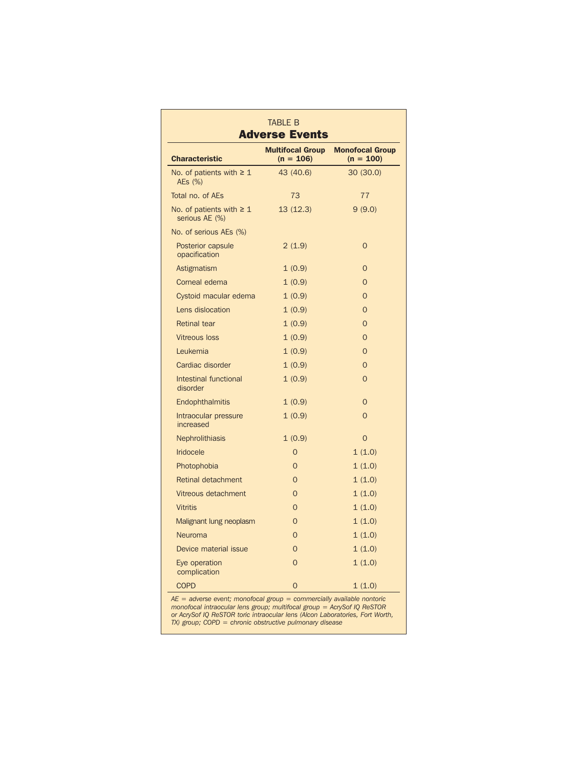TABLE B

**Adverse Events**

| Characteristic | Multifocal Group (n = 106) | Monofocal Group (n = 100) |
|---|---|---|
| No. of patients with ≥ 1 AEs (%) | 43 (40.6) | 30 (30.0) |
| Total no. of AEs | 73 | 77 |
| No. of patients with ≥ 1 serious AE (%) | 13 (12.3) | 9 (9.0) |
| No. of serious AEs (%) | | |
| Posterior capsule opacification | 2 (1.9) | 0 |
| Astigmatism | 1 (0.9) | 0 |
| Corneal edema | 1 (0.9) | 0 |
| Cystoid macular edema | 1 (0.9) | 0 |
| Lens dislocation | 1 (0.9) | 0 |
| Retinal tear | 1 (0.9) | 0 |
| Vitreous loss | 1 (0.9) | 0 |
| Leukemia | 1 (0.9) | 0 |
| Cardiac disorder | 1 (0.9) | 0 |
| Intestinal functional disorder | 1 (0.9) | 0 |
| Endophthalmitis | 1 (0.9) | 0 |
| Intraocular pressure increased | 1 (0.9) | 0 |
| Nephrolithiasis | 1 (0.9) | 0 |
| Iridocele | 0 | 1 (1.0) |
| Photophobia | 0 | 1 (1.0) |
| Retinal detachment | 0 | 1 (1.0) |
| Vitreous detachment | 0 | 1 (1.0) |
| Vitritis | 0 | 1 (1.0) |
| Malignant lung neoplasm | 0 | 1 (1.0) |
| Neuroma | 0 | 1 (1.0) |
| Device material issue | 0 | 1 (1.0) |
| Eye operation complication | 0 | 1 (1.0) |
| COPD | 0 | 1 (1.0) |

*AE = adverse event; monofocal group = commercially available nontoric monofocal intraocular lens group; multifocal group = AcrySof IQ ReSTOR or AcrySof IQ ReSTOR toric intraocular lens (Alcon Laboratories, Fort Worth, TX) group; COPD = chronic obstructive pulmonary disease*